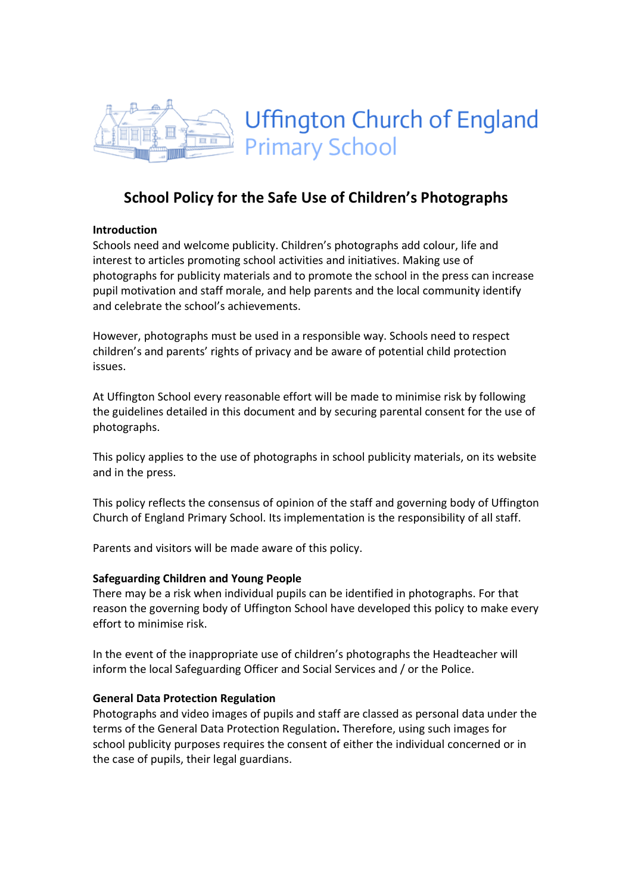Uffington Church of England
Primary School

# School Policy for the Safe Use of Children's Photographs

**Introduction**

Schools need and welcome publicity. Children's photographs add colour, life and interest to articles promoting school activities and initiatives. Making use of photographs for publicity materials and to promote the school in the press can increase pupil motivation and staff morale, and help parents and the local community identify and celebrate the school's achievements.

However, photographs must be used in a responsible way. Schools need to respect children's and parents' rights of privacy and be aware of potential child protection issues.

At Uffington School every reasonable effort will be made to minimise risk by following the guidelines detailed in this document and by securing parental consent for the use of photographs.

This policy applies to the use of photographs in school publicity materials, on its website and in the press.

This policy reflects the consensus of opinion of the staff and governing body of Uffington Church of England Primary School. Its implementation is the responsibility of all staff.

Parents and visitors will be made aware of this policy.

**Safeguarding Children and Young People**

There may be a risk when individual pupils can be identified in photographs. For that reason the governing body of Uffington School have developed this policy to make every effort to minimise risk.

In the event of the inappropriate use of children's photographs the Headteacher will inform the local Safeguarding Officer and Social Services and / or the Police.

**General Data Protection Regulation**

Photographs and video images of pupils and staff are classed as personal data under the terms of the General Data Protection Regulation**.** Therefore, using such images for school publicity purposes requires the consent of either the individual concerned or in the case of pupils, their legal guardians.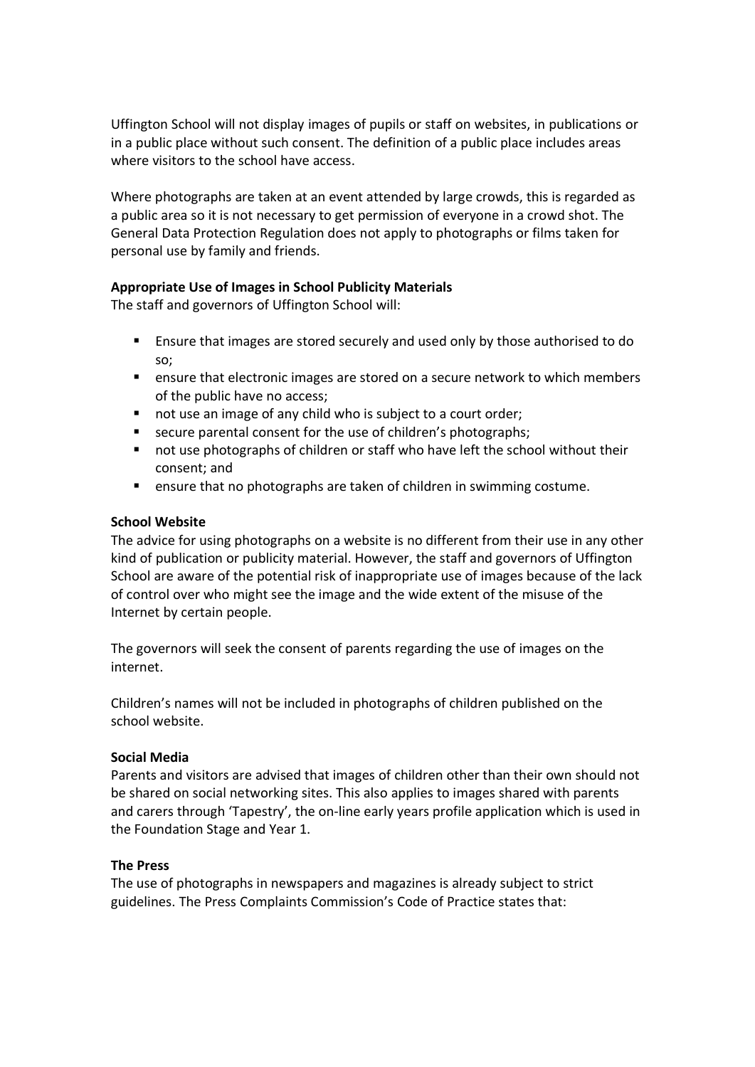Uffington School will not display images of pupils or staff on websites, in publications or in a public place without such consent. The definition of a public place includes areas where visitors to the school have access.

Where photographs are taken at an event attended by large crowds, this is regarded as a public area so it is not necessary to get permission of everyone in a crowd shot. The General Data Protection Regulation does not apply to photographs or films taken for personal use by family and friends.

**Appropriate Use of Images in School Publicity Materials**

The staff and governors of Uffington School will:

- Ensure that images are stored securely and used only by those authorised to do so;
- ensure that electronic images are stored on a secure network to which members of the public have no access;
- not use an image of any child who is subject to a court order;
- secure parental consent for the use of children's photographs;
- not use photographs of children or staff who have left the school without their consent; and
- ensure that no photographs are taken of children in swimming costume.

**School Website**

The advice for using photographs on a website is no different from their use in any other kind of publication or publicity material. However, the staff and governors of Uffington School are aware of the potential risk of inappropriate use of images because of the lack of control over who might see the image and the wide extent of the misuse of the Internet by certain people.

The governors will seek the consent of parents regarding the use of images on the internet.

Children's names will not be included in photographs of children published on the school website.

**Social Media**

Parents and visitors are advised that images of children other than their own should not be shared on social networking sites. This also applies to images shared with parents and carers through 'Tapestry', the on-line early years profile application which is used in the Foundation Stage and Year 1.

**The Press**

The use of photographs in newspapers and magazines is already subject to strict guidelines. The Press Complaints Commission's Code of Practice states that: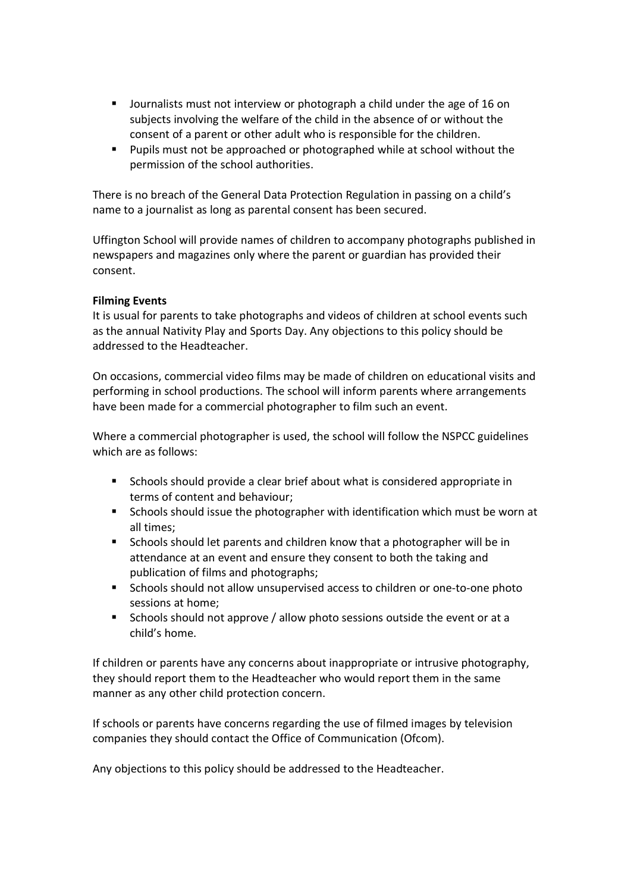- Journalists must not interview or photograph a child under the age of 16 on subjects involving the welfare of the child in the absence of or without the consent of a parent or other adult who is responsible for the children.
- Pupils must not be approached or photographed while at school without the permission of the school authorities.

There is no breach of the General Data Protection Regulation in passing on a child's name to a journalist as long as parental consent has been secured.

Uffington School will provide names of children to accompany photographs published in newspapers and magazines only where the parent or guardian has provided their consent.

**Filming Events**

It is usual for parents to take photographs and videos of children at school events such as the annual Nativity Play and Sports Day. Any objections to this policy should be addressed to the Headteacher.

On occasions, commercial video films may be made of children on educational visits and performing in school productions. The school will inform parents where arrangements have been made for a commercial photographer to film such an event.

Where a commercial photographer is used, the school will follow the NSPCC guidelines which are as follows:

- Schools should provide a clear brief about what is considered appropriate in terms of content and behaviour;
- Schools should issue the photographer with identification which must be worn at all times;
- Schools should let parents and children know that a photographer will be in attendance at an event and ensure they consent to both the taking and publication of films and photographs;
- Schools should not allow unsupervised access to children or one-to-one photo sessions at home;
- Schools should not approve / allow photo sessions outside the event or at a child's home.

If children or parents have any concerns about inappropriate or intrusive photography, they should report them to the Headteacher who would report them in the same manner as any other child protection concern.

If schools or parents have concerns regarding the use of filmed images by television companies they should contact the Office of Communication (Ofcom).

Any objections to this policy should be addressed to the Headteacher.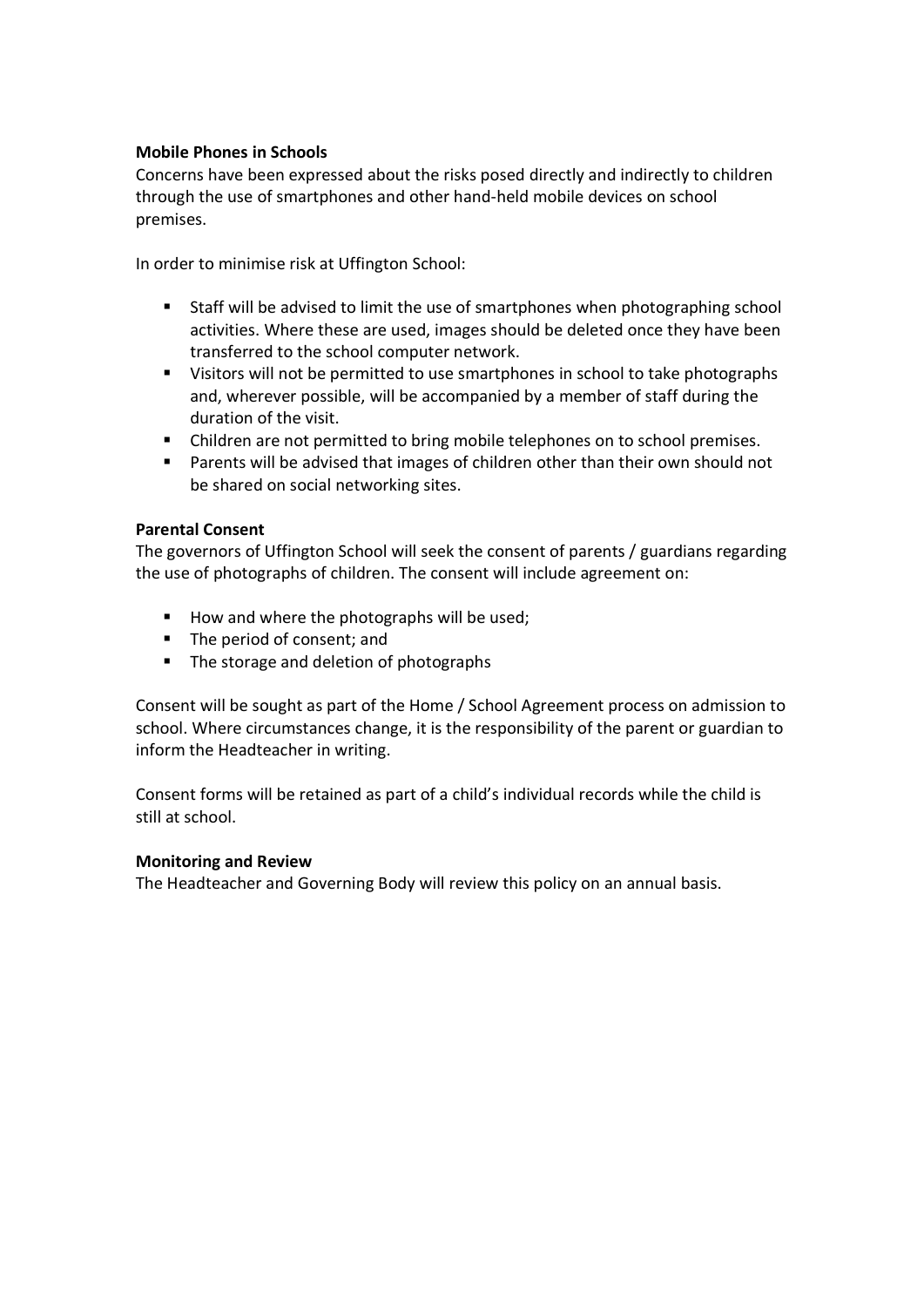**Mobile Phones in Schools**

Concerns have been expressed about the risks posed directly and indirectly to children through the use of smartphones and other hand-held mobile devices on school premises.

In order to minimise risk at Uffington School:

- Staff will be advised to limit the use of smartphones when photographing school activities. Where these are used, images should be deleted once they have been transferred to the school computer network.
- Visitors will not be permitted to use smartphones in school to take photographs and, wherever possible, will be accompanied by a member of staff during the duration of the visit.
- Children are not permitted to bring mobile telephones on to school premises.
- Parents will be advised that images of children other than their own should not be shared on social networking sites.

**Parental Consent**

The governors of Uffington School will seek the consent of parents / guardians regarding the use of photographs of children. The consent will include agreement on:

- How and where the photographs will be used;
- The period of consent; and
- The storage and deletion of photographs

Consent will be sought as part of the Home / School Agreement process on admission to school. Where circumstances change, it is the responsibility of the parent or guardian to inform the Headteacher in writing.

Consent forms will be retained as part of a child's individual records while the child is still at school.

**Monitoring and Review**

The Headteacher and Governing Body will review this policy on an annual basis.